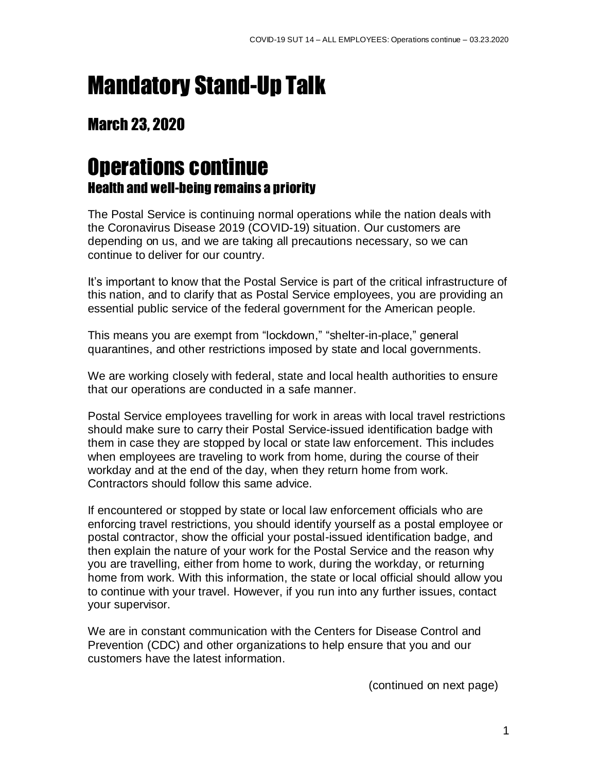# Mandatory Stand-Up Talk

## March 23, 2020

# Operations continue

### Health and well-being remains a priority

The Postal Service is continuing normal operations while the nation deals with the Coronavirus Disease 2019 (COVID-19) situation. Our customers are depending on us, and we are taking all precautions necessary, so we can continue to deliver for our country.

It's important to know that the Postal Service is part of the critical infrastructure of this nation, and to clarify that as Postal Service employees, you are providing an essential public service of the federal government for the American people.

This means you are exempt from "lockdown," "shelter-in-place," general quarantines, and other restrictions imposed by state and local governments.

We are working closely with federal, state and local health authorities to ensure that our operations are conducted in a safe manner.

Postal Service employees travelling for work in areas with local travel restrictions should make sure to carry their Postal Service-issued identification badge with them in case they are stopped by local or state law enforcement. This includes when employees are traveling to work from home, during the course of their workday and at the end of the day, when they return home from work. Contractors should follow this same advice.

If encountered or stopped by state or local law enforcement officials who are enforcing travel restrictions, you should identify yourself as a postal employee or postal contractor, show the official your postal-issued identification badge, and then explain the nature of your work for the Postal Service and the reason why you are travelling, either from home to work, during the workday, or returning home from work. With this information, the state or local official should allow you to continue with your travel. However, if you run into any further issues, contact your supervisor.

We are in constant communication with the Centers for Disease Control and Prevention (CDC) and other organizations to help ensure that you and our customers have the latest information.

(continued on next page)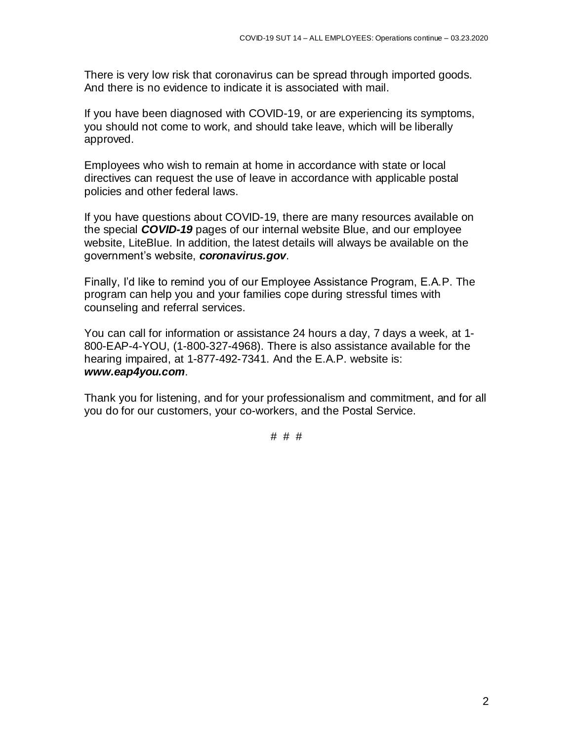There is very low risk that coronavirus can be spread through imported goods. And there is no evidence to indicate it is associated with mail.

If you have been diagnosed with COVID-19, or are experiencing its symptoms, you should not come to work, and should take leave, which will be liberally approved.

Employees who wish to remain at home in accordance with state or local directives can request the use of leave in accordance with applicable postal policies and other federal laws.

If you have questions about COVID-19, there are many resources available on the special ***COVID-19*** pages of our internal website Blue, and our employee website, LiteBlue. In addition, the latest details will always be available on the government's website, ***coronavirus.gov***.

Finally, I'd like to remind you of our Employee Assistance Program, E.A.P. The program can help you and your families cope during stressful times with counseling and referral services.

You can call for information or assistance 24 hours a day, 7 days a week, at 1-800-EAP-4-YOU, (1-800-327-4968). There is also assistance available for the hearing impaired, at 1-877-492-7341. And the E.A.P. website is: ***www.eap4you.com***.

Thank you for listening, and for your professionalism and commitment, and for all you do for our customers, your co-workers, and the Postal Service.

# # #